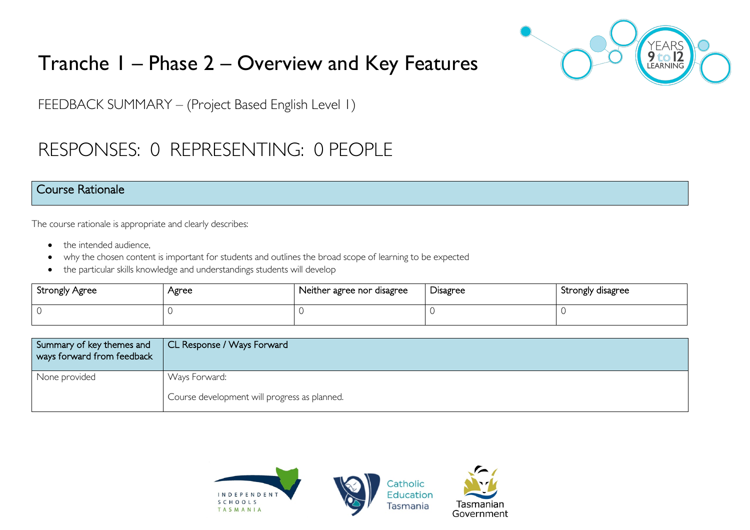# Tranche 1 – Phase 2 – Overview and Key Features

FEEDBACK SUMMARY – (Project Based English Level 1)

## RESPONSES: 0 REPRESENTING: 0 PEOPLE

### Course Rationale

The course rationale is appropriate and clearly describes:

- the intended audience,
- why the chosen content is important for students and outlines the broad scope of learning to be expected
- the particular skills knowledge and understandings students will develop

| Strongly Agree | Agree | Neither agree nor disagree | Disagree | Strongly disagree |
|---|---|---|---|---|
| 0 | 0 | 0 | 0 | 0 |

| Summary of key themes and ways forward from feedback | CL Response / Ways Forward |
|---|---|
| None provided | Ways Forward:<br><br>Course development will progress as planned. |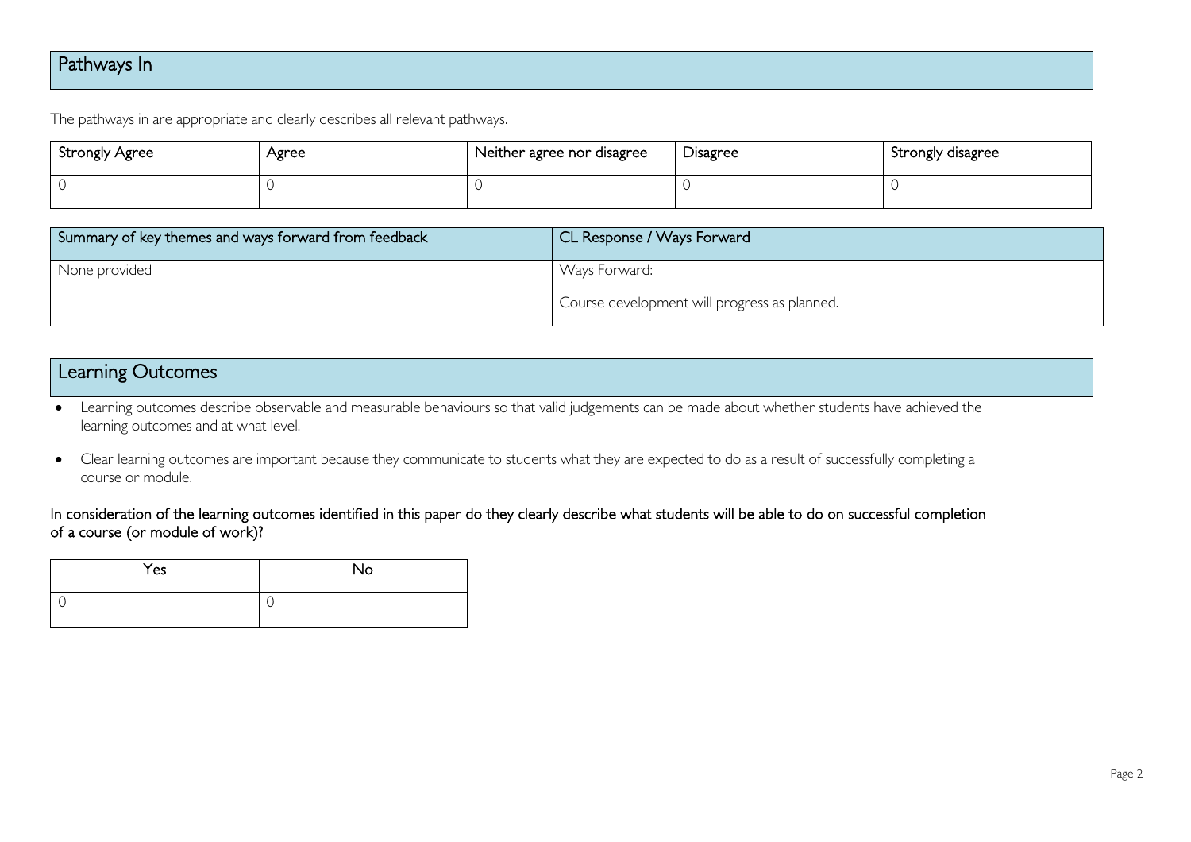## Pathways In

The pathways in are appropriate and clearly describes all relevant pathways.

| Strongly Agree | Agree | Neither agree nor disagree | Disagree | Strongly disagree |
|---|---|---|---|---|
| 0 | 0 | 0 | 0 | 0 |

| Summary of key themes and ways forward from feedback | CL Response / Ways Forward |
|---|---|
| None provided | Ways Forward:<br><br>Course development will progress as planned. |

## Learning Outcomes

- Learning outcomes describe observable and measurable behaviours so that valid judgements can be made about whether students have achieved the learning outcomes and at what level.
- Clear learning outcomes are important because they communicate to students what they are expected to do as a result of successfully completing a course or module.

In consideration of the learning outcomes identified in this paper do they clearly describe what students will be able to do on successful completion of a course (or module of work)?

| Yes | No |
|---|---|
| 0 | 0 |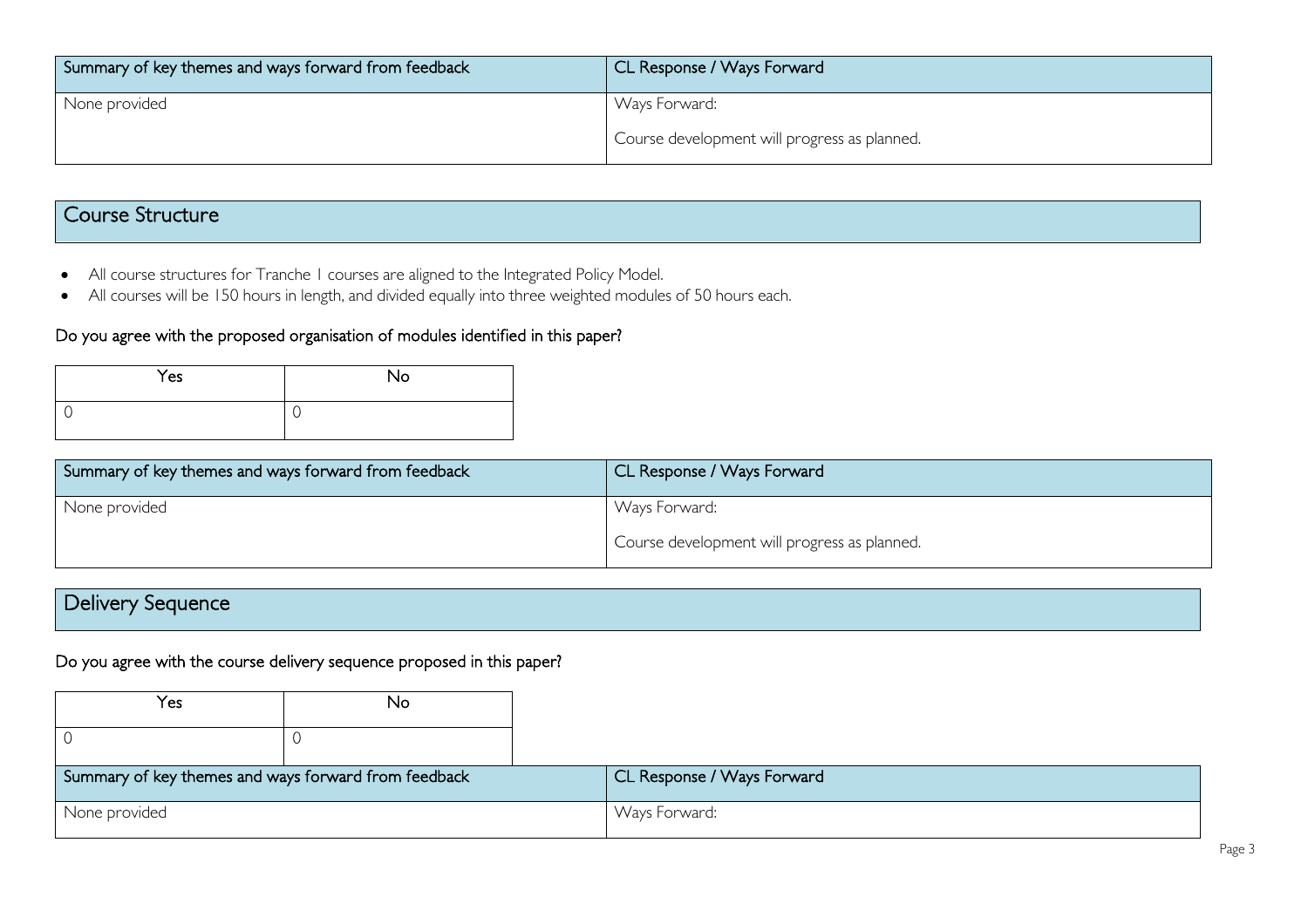| Summary of key themes and ways forward from feedback | CL Response / Ways Forward |
| --- | --- |
| None provided | Ways Forward:<br><br>Course development will progress as planned. |

## Course Structure

- All course structures for Tranche 1 courses are aligned to the Integrated Policy Model.
- All courses will be 150 hours in length, and divided equally into three weighted modules of 50 hours each.

### Do you agree with the proposed organisation of modules identified in this paper?

| Yes | No |
| --- | --- |
| 0 | 0 |

| Summary of key themes and ways forward from feedback | CL Response / Ways Forward |
| --- | --- |
| None provided | Ways Forward:<br><br>Course development will progress as planned. |

## Delivery Sequence

### Do you agree with the course delivery sequence proposed in this paper?

| Yes | No |
| --- | --- |
| 0 | 0 |

| Summary of key themes and ways forward from feedback | CL Response / Ways Forward |
| --- | --- |
| None provided | Ways Forward: |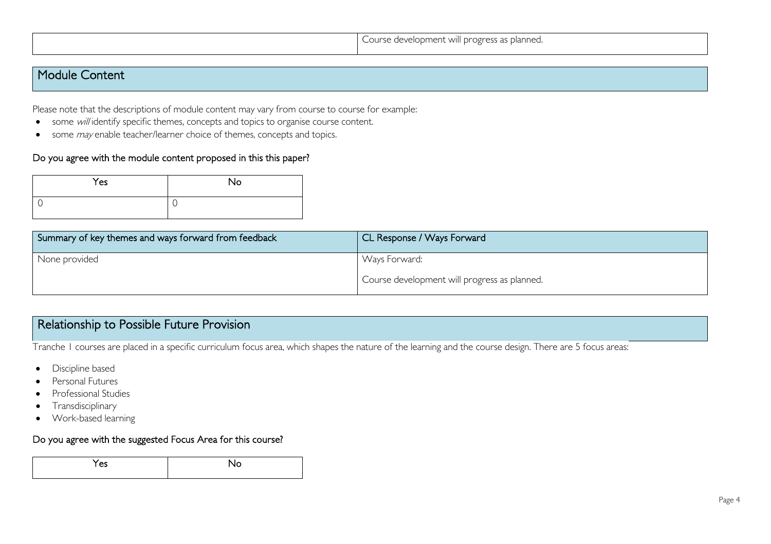| | Course development will progress as planned. |
|---|---|

## Module Content

Please note that the descriptions of module content may vary from course to course for example:

- some *will* identify specific themes, concepts and topics to organise course content.
- some *may* enable teacher/learner choice of themes, concepts and topics.

### Do you agree with the module content proposed in this this paper?

| Yes | No |
|---|---|
| 0 | 0 |

| Summary of key themes and ways forward from feedback | CL Response / Ways Forward |
|---|---|
| None provided | Ways Forward:<br><br>Course development will progress as planned. |

## Relationship to Possible Future Provision

Tranche 1 courses are placed in a specific curriculum focus area, which shapes the nature of the learning and the course design. There are 5 focus areas:

- Discipline based
- Personal Futures
- Professional Studies
- Transdisciplinary
- Work-based learning

### Do you agree with the suggested Focus Area for this course?

| Yes | No |
|---|---|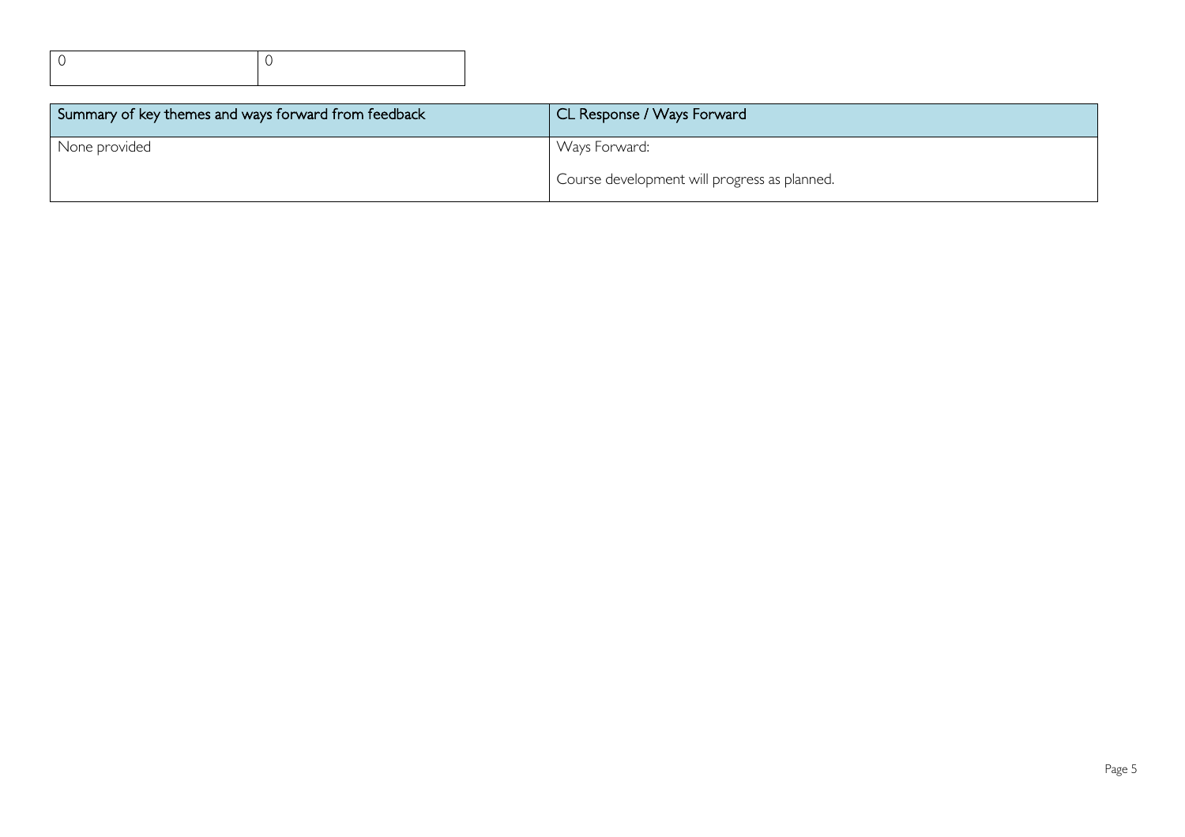| | |
|---|---|
| 0 | 0 |

| Summary of key themes and ways forward from feedback | CL Response / Ways Forward |
|---|---|
| None provided | Ways Forward:<br><br>Course development will progress as planned. |